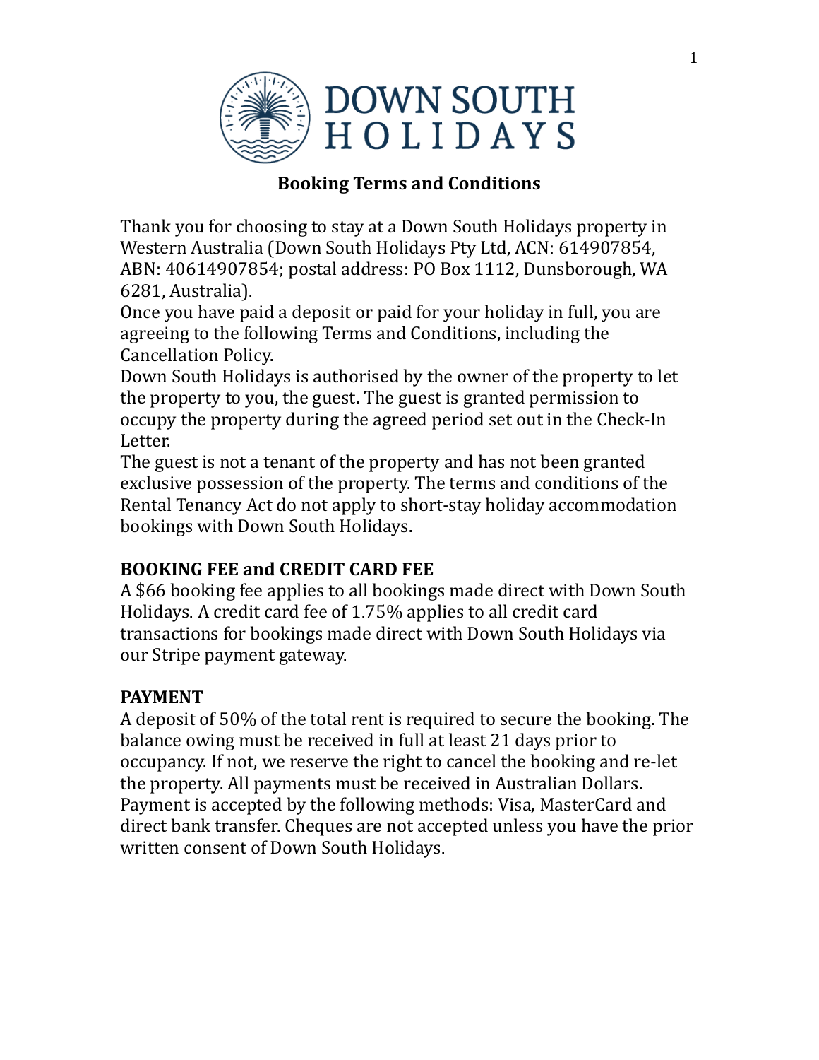# Booking Terms and Conditions

Thank you for choosing to stay at a Down South Holidays property in Western Australia (Down South Holidays Pty Ltd, ACN: 614907854, ABN: 40614907854; postal address: PO Box 1112, Dunsborough, WA 6281, Australia).

Once you have paid a deposit or paid for your holiday in full, you are agreeing to the following Terms and Conditions, including the Cancellation Policy.

Down South Holidays is authorised by the owner of the property to let the property to you, the guest. The guest is granted permission to occupy the property during the agreed period set out in the Check-In Letter.

The guest is not a tenant of the property and has not been granted exclusive possession of the property. The terms and conditions of the Rental Tenancy Act do not apply to short-stay holiday accommodation bookings with Down South Holidays.

## BOOKING FEE and CREDIT CARD FEE

A $66 booking fee applies to all bookings made direct with Down South Holidays. A credit card fee of 1.75% applies to all credit card transactions for bookings made direct with Down South Holidays via our Stripe payment gateway.

## PAYMENT

A deposit of 50% of the total rent is required to secure the booking. The balance owing must be received in full at least 21 days prior to occupancy. If not, we reserve the right to cancel the booking and re-let the property. All payments must be received in Australian Dollars. Payment is accepted by the following methods: Visa, MasterCard and direct bank transfer. Cheques are not accepted unless you have the prior written consent of Down South Holidays.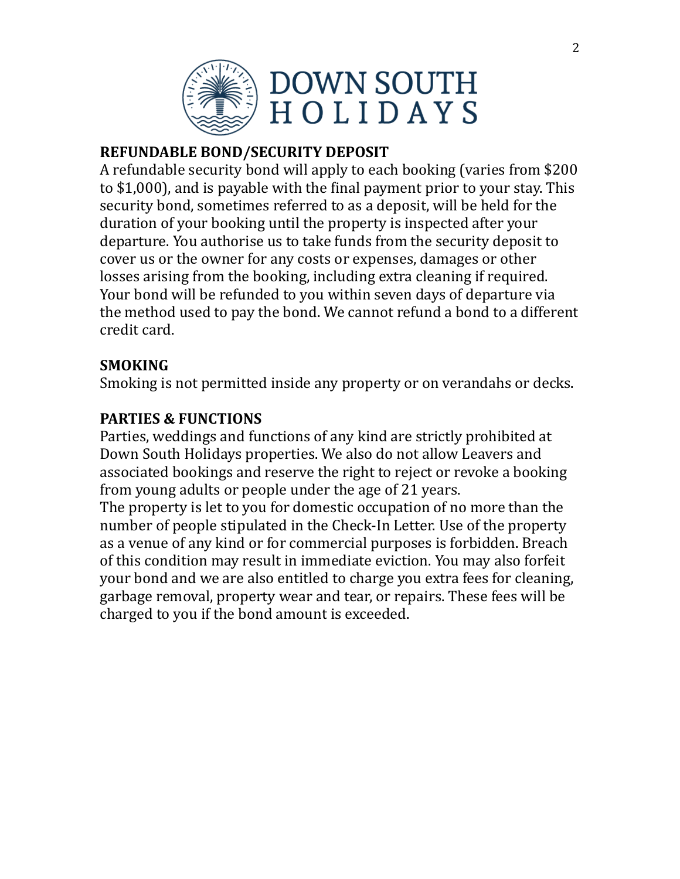## REFUNDABLE BOND/SECURITY DEPOSIT

A refundable security bond will apply to each booking (varies from $200 to $1,000), and is payable with the final payment prior to your stay. This security bond, sometimes referred to as a deposit, will be held for the duration of your booking until the property is inspected after your departure. You authorise us to take funds from the security deposit to cover us or the owner for any costs or expenses, damages or other losses arising from the booking, including extra cleaning if required. Your bond will be refunded to you within seven days of departure via the method used to pay the bond. We cannot refund a bond to a different credit card.

## SMOKING

Smoking is not permitted inside any property or on verandahs or decks.

## PARTIES & FUNCTIONS

Parties, weddings and functions of any kind are strictly prohibited at Down South Holidays properties. We also do not allow Leavers and associated bookings and reserve the right to reject or revoke a booking from young adults or people under the age of 21 years.

The property is let to you for domestic occupation of no more than the number of people stipulated in the Check-In Letter. Use of the property as a venue of any kind or for commercial purposes is forbidden. Breach of this condition may result in immediate eviction. You may also forfeit your bond and we are also entitled to charge you extra fees for cleaning, garbage removal, property wear and tear, or repairs. These fees will be charged to you if the bond amount is exceeded.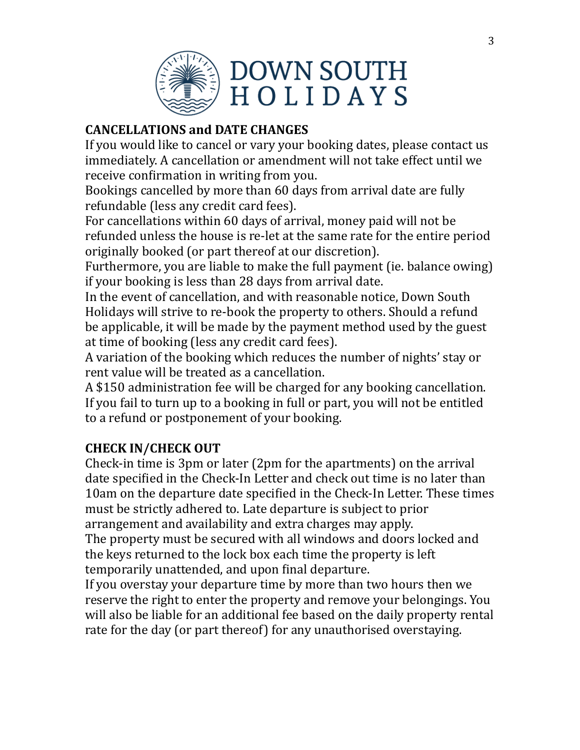**CANCELLATIONS and DATE CHANGES**

If you would like to cancel or vary your booking dates, please contact us immediately. A cancellation or amendment will not take effect until we receive confirmation in writing from you.

Bookings cancelled by more than 60 days from arrival date are fully refundable (less any credit card fees).

For cancellations within 60 days of arrival, money paid will not be refunded unless the house is re-let at the same rate for the entire period originally booked (or part thereof at our discretion).

Furthermore, you are liable to make the full payment (ie. balance owing) if your booking is less than 28 days from arrival date.

In the event of cancellation, and with reasonable notice, Down South Holidays will strive to re-book the property to others. Should a refund be applicable, it will be made by the payment method used by the guest at time of booking (less any credit card fees).

A variation of the booking which reduces the number of nights' stay or rent value will be treated as a cancellation.

A $150 administration fee will be charged for any booking cancellation.

If you fail to turn up to a booking in full or part, you will not be entitled to a refund or postponement of your booking.

**CHECK IN/CHECK OUT**

Check-in time is 3pm or later (2pm for the apartments) on the arrival date specified in the Check-In Letter and check out time is no later than 10am on the departure date specified in the Check-In Letter. These times must be strictly adhered to. Late departure is subject to prior arrangement and availability and extra charges may apply.

The property must be secured with all windows and doors locked and the keys returned to the lock box each time the property is left temporarily unattended, and upon final departure.

If you overstay your departure time by more than two hours then we reserve the right to enter the property and remove your belongings. You will also be liable for an additional fee based on the daily property rental rate for the day (or part thereof) for any unauthorised overstaying.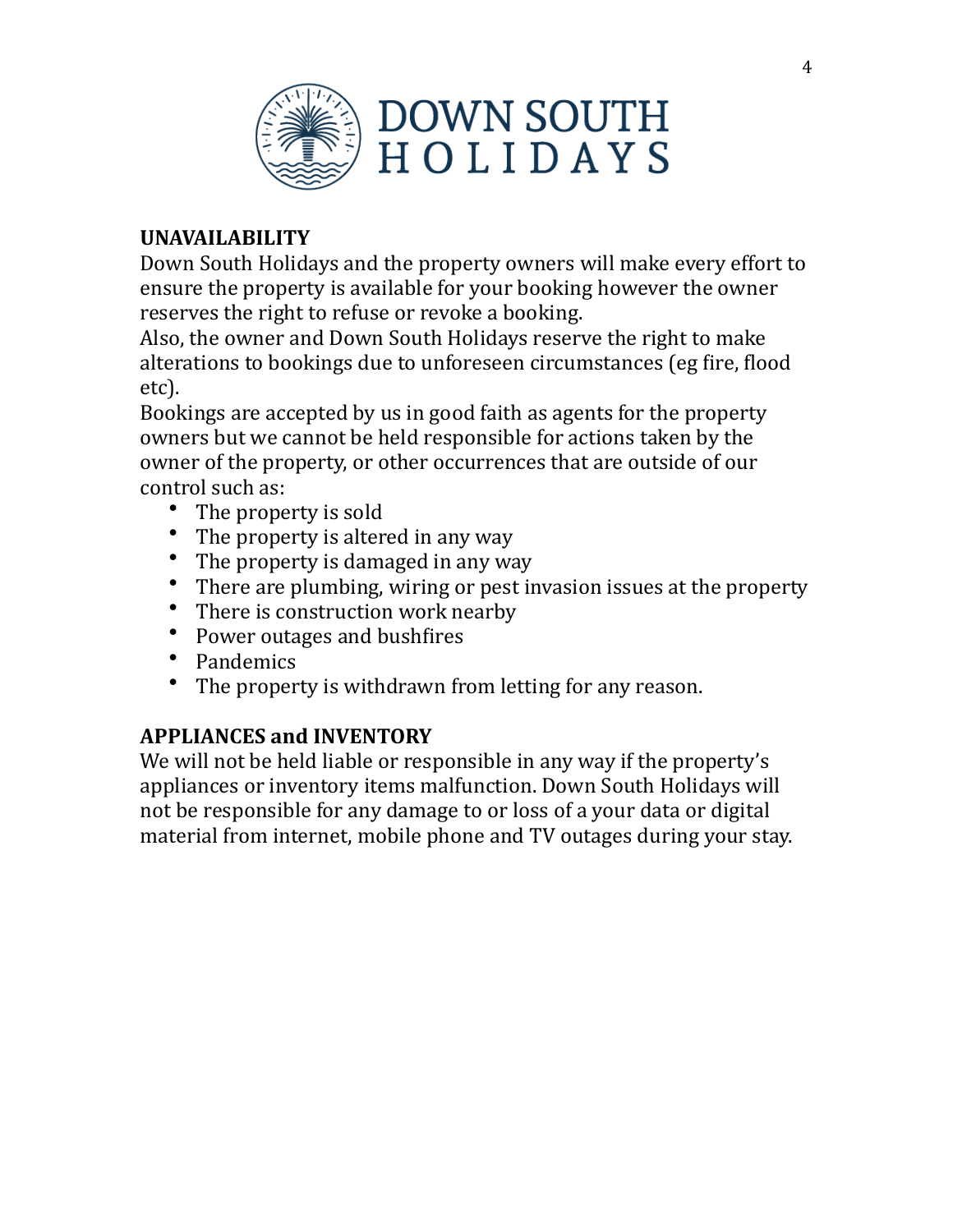## UNAVAILABILITY

Down South Holidays and the property owners will make every effort to ensure the property is available for your booking however the owner reserves the right to refuse or revoke a booking.

Also, the owner and Down South Holidays reserve the right to make alterations to bookings due to unforeseen circumstances (eg fire, flood etc).

Bookings are accepted by us in good faith as agents for the property owners but we cannot be held responsible for actions taken by the owner of the property, or other occurrences that are outside of our control such as:

- The property is sold
- The property is altered in any way
- The property is damaged in any way
- There are plumbing, wiring or pest invasion issues at the property
- There is construction work nearby
- Power outages and bushfires
- Pandemics
- The property is withdrawn from letting for any reason.

## APPLIANCES and INVENTORY

We will not be held liable or responsible in any way if the property's appliances or inventory items malfunction. Down South Holidays will not be responsible for any damage to or loss of a your data or digital material from internet, mobile phone and TV outages during your stay.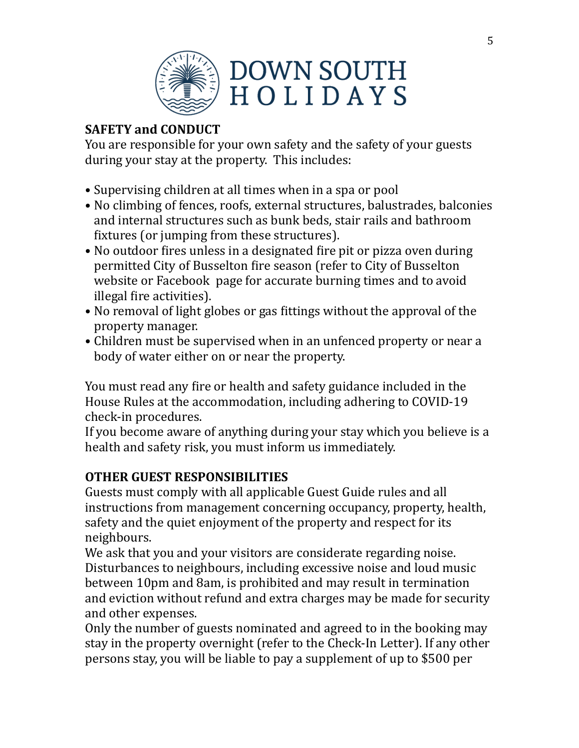DOWN SOUTH HOLIDAYS

## SAFETY and CONDUCT

You are responsible for your own safety and the safety of your guests during your stay at the property. This includes:

- Supervising children at all times when in a spa or pool
- No climbing of fences, roofs, external structures, balustrades, balconies and internal structures such as bunk beds, stair rails and bathroom fixtures (or jumping from these structures).
- No outdoor fires unless in a designated fire pit or pizza oven during permitted City of Busselton fire season (refer to City of Busselton website or Facebook page for accurate burning times and to avoid illegal fire activities).
- No removal of light globes or gas fittings without the approval of the property manager.
- Children must be supervised when in an unfenced property or near a body of water either on or near the property.

You must read any fire or health and safety guidance included in the House Rules at the accommodation, including adhering to COVID-19 check-in procedures.
If you become aware of anything during your stay which you believe is a health and safety risk, you must inform us immediately.

## OTHER GUEST RESPONSIBILITIES

Guests must comply with all applicable Guest Guide rules and all instructions from management concerning occupancy, property, health, safety and the quiet enjoyment of the property and respect for its neighbours.
We ask that you and your visitors are considerate regarding noise. Disturbances to neighbours, including excessive noise and loud music between 10pm and 8am, is prohibited and may result in termination and eviction without refund and extra charges may be made for security and other expenses.
Only the number of guests nominated and agreed to in the booking may stay in the property overnight (refer to the Check-In Letter). If any other persons stay, you will be liable to pay a supplement of up to $500 per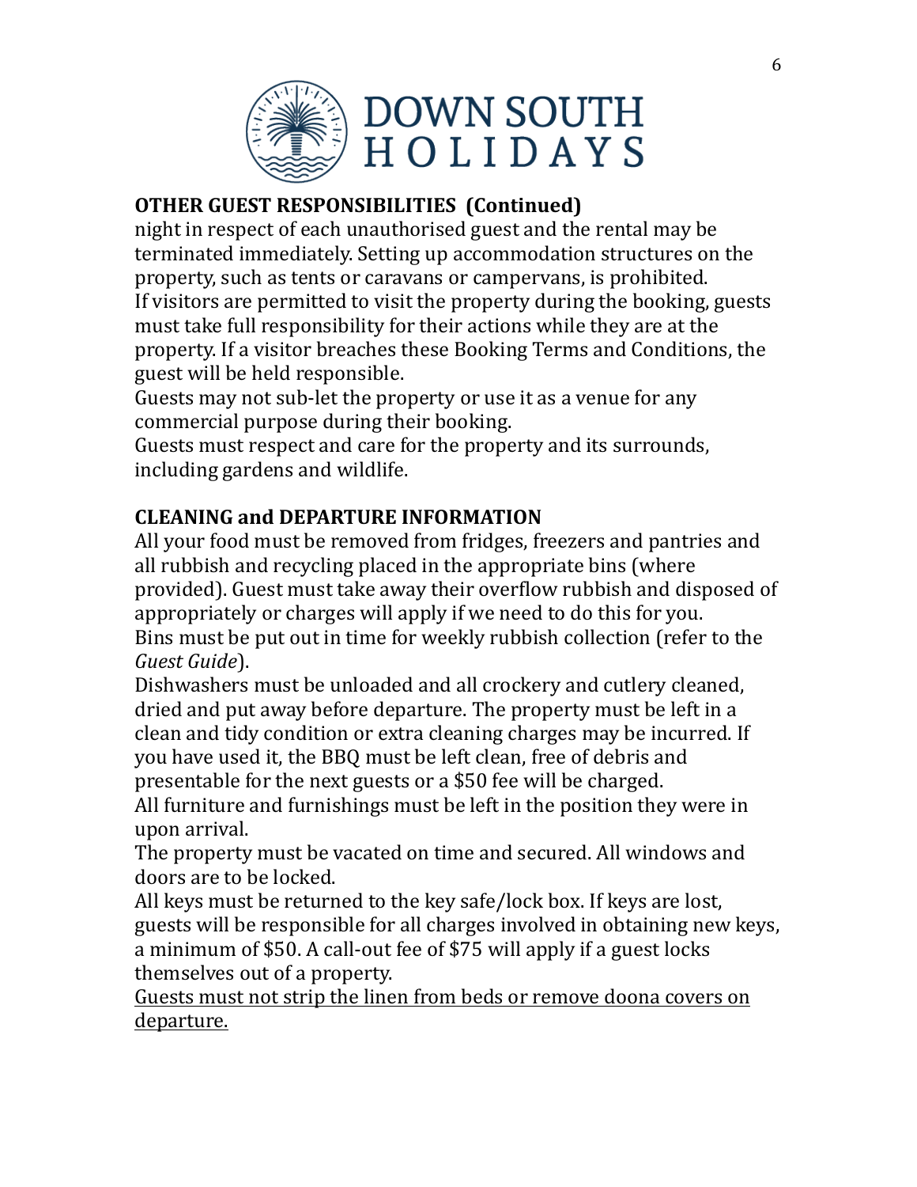DOWN SOUTH HOLIDAYS

**OTHER GUEST RESPONSIBILITIES (Continued)**

night in respect of each unauthorised guest and the rental may be terminated immediately. Setting up accommodation structures on the property, such as tents or caravans or campervans, is prohibited.
If visitors are permitted to visit the property during the booking, guests must take full responsibility for their actions while they are at the property. If a visitor breaches these Booking Terms and Conditions, the guest will be held responsible.
Guests may not sub-let the property or use it as a venue for any commercial purpose during their booking.
Guests must respect and care for the property and its surrounds, including gardens and wildlife.

**CLEANING and DEPARTURE INFORMATION**

All your food must be removed from fridges, freezers and pantries and all rubbish and recycling placed in the appropriate bins (where provided). Guest must take away their overflow rubbish and disposed of appropriately or charges will apply if we need to do this for you.
Bins must be put out in time for weekly rubbish collection (refer to the *Guest Guide*).
Dishwashers must be unloaded and all crockery and cutlery cleaned, dried and put away before departure. The property must be left in a clean and tidy condition or extra cleaning charges may be incurred. If you have used it, the BBQ must be left clean, free of debris and presentable for the next guests or a $50 fee will be charged.
All furniture and furnishings must be left in the position they were in upon arrival.
The property must be vacated on time and secured. All windows and doors are to be locked.
All keys must be returned to the key safe/lock box. If keys are lost, guests will be responsible for all charges involved in obtaining new keys, a minimum of $50. A call-out fee of $75 will apply if a guest locks themselves out of a property.
<u>Guests must not strip the linen from beds or remove doona covers on departure.</u>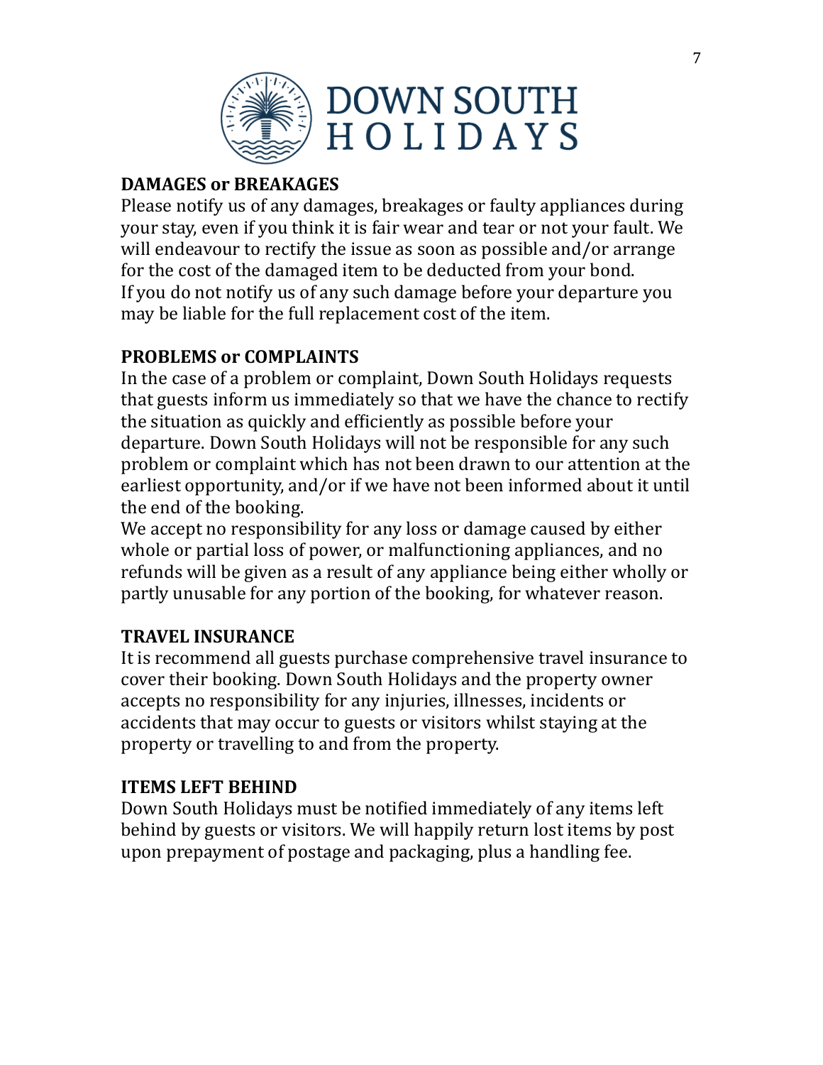## DAMAGES or BREAKAGES

Please notify us of any damages, breakages or faulty appliances during your stay, even if you think it is fair wear and tear or not your fault. We will endeavour to rectify the issue as soon as possible and/or arrange for the cost of the damaged item to be deducted from your bond.
If you do not notify us of any such damage before your departure you may be liable for the full replacement cost of the item.

## PROBLEMS or COMPLAINTS

In the case of a problem or complaint, Down South Holidays requests that guests inform us immediately so that we have the chance to rectify the situation as quickly and efficiently as possible before your departure. Down South Holidays will not be responsible for any such problem or complaint which has not been drawn to our attention at the earliest opportunity, and/or if we have not been informed about it until the end of the booking.
We accept no responsibility for any loss or damage caused by either whole or partial loss of power, or malfunctioning appliances, and no refunds will be given as a result of any appliance being either wholly or partly unusable for any portion of the booking, for whatever reason.

## TRAVEL INSURANCE

It is recommend all guests purchase comprehensive travel insurance to cover their booking. Down South Holidays and the property owner accepts no responsibility for any injuries, illnesses, incidents or accidents that may occur to guests or visitors whilst staying at the property or travelling to and from the property.

## ITEMS LEFT BEHIND

Down South Holidays must be notified immediately of any items left behind by guests or visitors. We will happily return lost items by post upon prepayment of postage and packaging, plus a handling fee.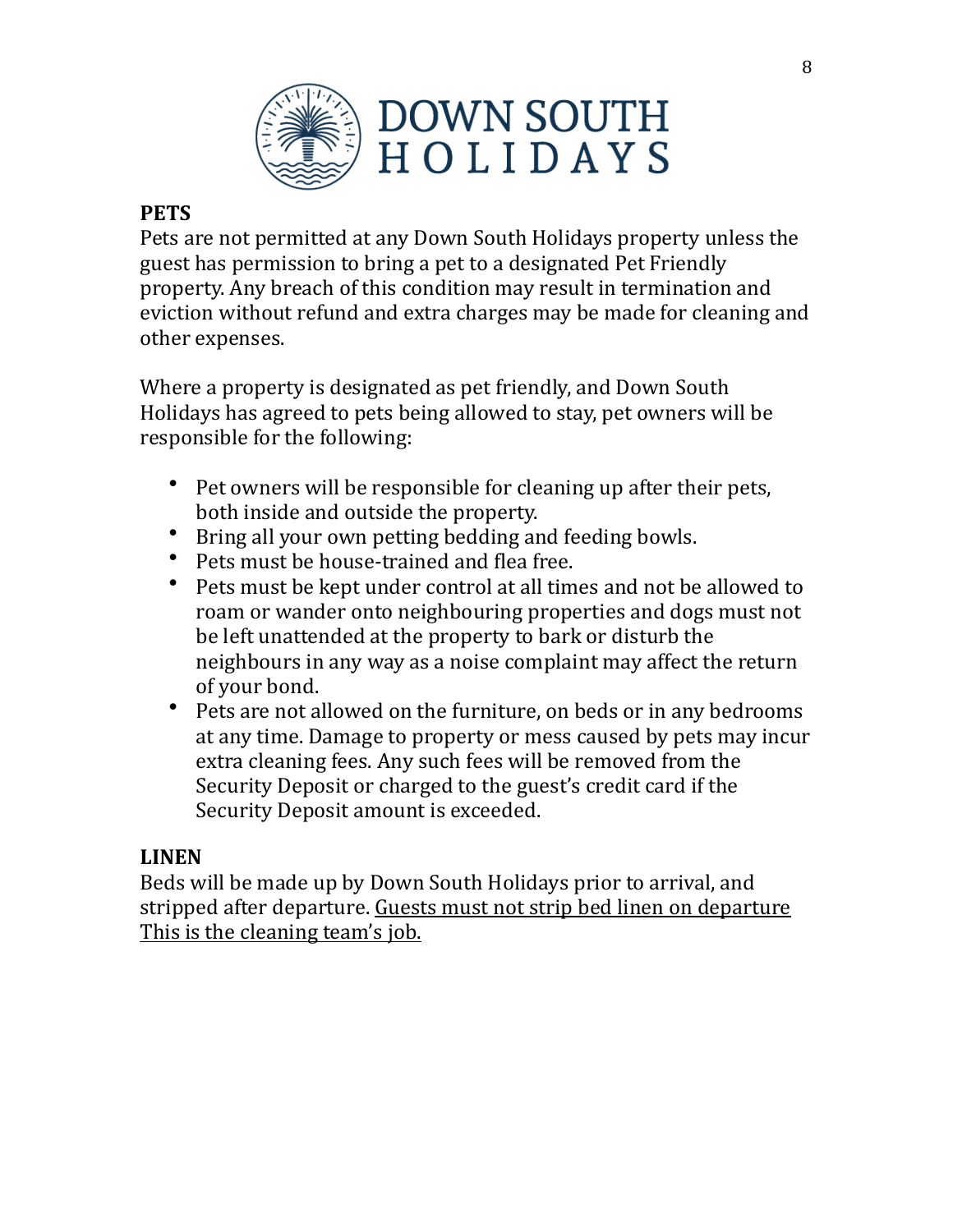DOWN SOUTH HOLIDAYS

**PETS**

Pets are not permitted at any Down South Holidays property unless the guest has permission to bring a pet to a designated Pet Friendly property. Any breach of this condition may result in termination and eviction without refund and extra charges may be made for cleaning and other expenses.

Where a property is designated as pet friendly, and Down South Holidays has agreed to pets being allowed to stay, pet owners will be responsible for the following:

- Pet owners will be responsible for cleaning up after their pets, both inside and outside the property.
- Bring all your own petting bedding and feeding bowls.
- Pets must be house-trained and flea free.
- Pets must be kept under control at all times and not be allowed to roam or wander onto neighbouring properties and dogs must not be left unattended at the property to bark or disturb the neighbours in any way as a noise complaint may affect the return of your bond.
- Pets are not allowed on the furniture, on beds or in any bedrooms at any time. Damage to property or mess caused by pets may incur extra cleaning fees. Any such fees will be removed from the Security Deposit or charged to the guest's credit card if the Security Deposit amount is exceeded.

**LINEN**

Beds will be made up by Down South Holidays prior to arrival, and stripped after departure. <u>Guests must not strip bed linen on departure This is the cleaning team's job.</u>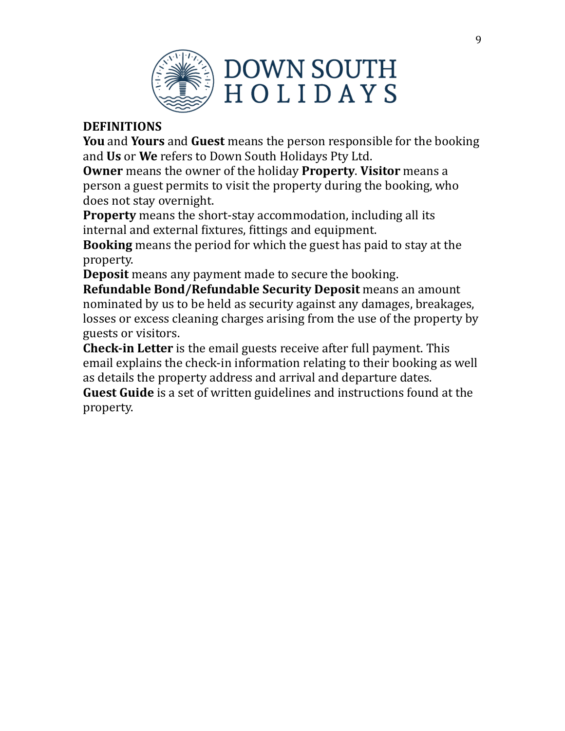## DEFINITIONS

**You** and **Yours** and **Guest** means the person responsible for the booking and **Us** or **We** refers to Down South Holidays Pty Ltd.

**Owner** means the owner of the holiday **Property**. **Visitor** means a person a guest permits to visit the property during the booking, who does not stay overnight.

**Property** means the short-stay accommodation, including all its internal and external fixtures, fittings and equipment.

**Booking** means the period for which the guest has paid to stay at the property.

**Deposit** means any payment made to secure the booking.

**Refundable Bond/Refundable Security Deposit** means an amount nominated by us to be held as security against any damages, breakages, losses or excess cleaning charges arising from the use of the property by guests or visitors.

**Check-in Letter** is the email guests receive after full payment. This email explains the check-in information relating to their booking as well as details the property address and arrival and departure dates.

**Guest Guide** is a set of written guidelines and instructions found at the property.